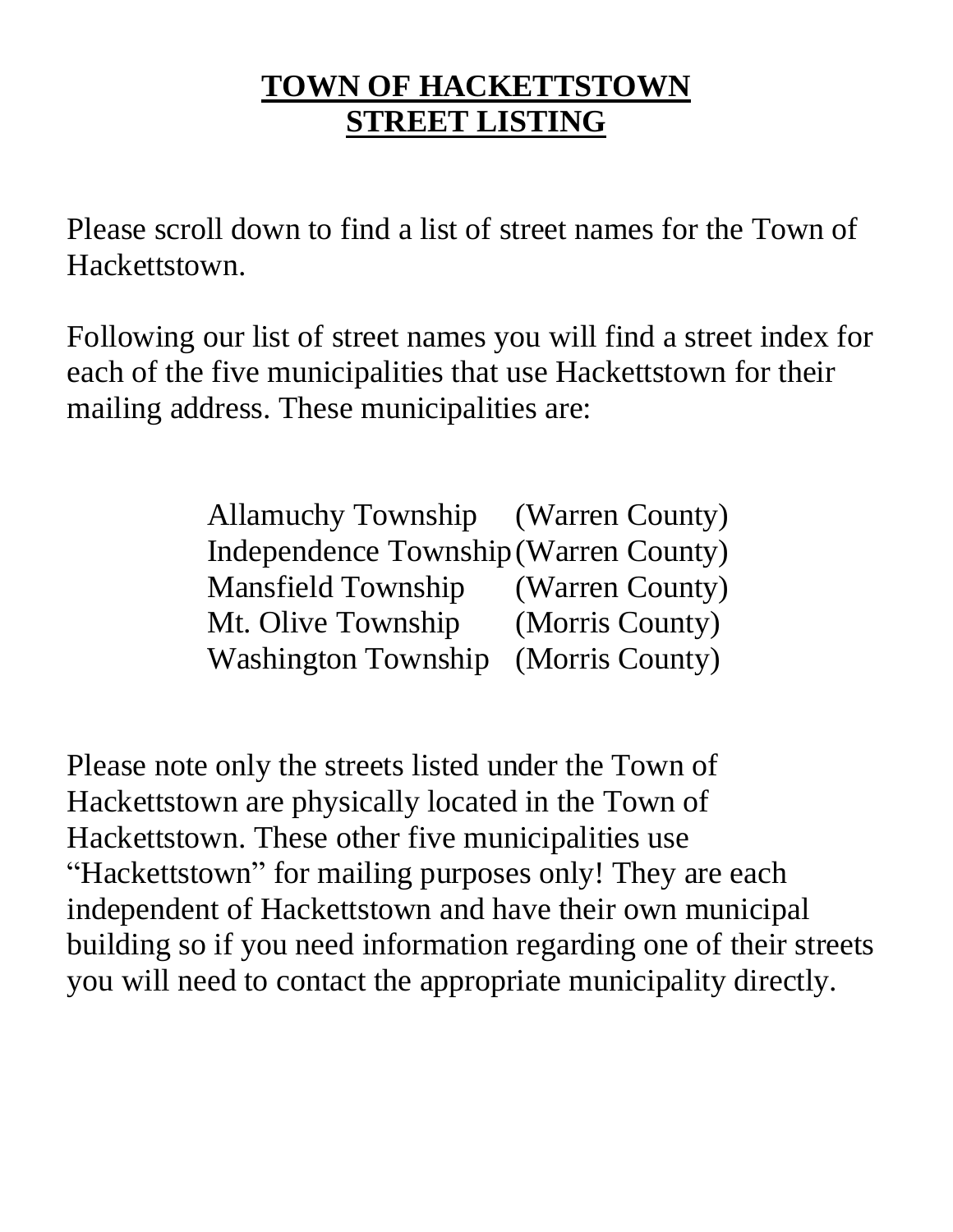# **TOWN OF HACKETTSTOWN STREET LISTING**

Please scroll down to find a list of street names for the Town of Hackettstown.

Following our list of street names you will find a street index for each of the five municipalities that use Hackettstown for their mailing address. These municipalities are:

| | |
|---|---|
| Allamuchy Township | (Warren County) |
| Independence Township | (Warren County) |
| Mansfield Township | (Warren County) |
| Mt. Olive Township | (Morris County) |
| Washington Township | (Morris County) |

Please note only the streets listed under the Town of Hackettstown are physically located in the Town of Hackettstown. These other five municipalities use "Hackettstown" for mailing purposes only! They are each independent of Hackettstown and have their own municipal building so if you need information regarding one of their streets you will need to contact the appropriate municipality directly.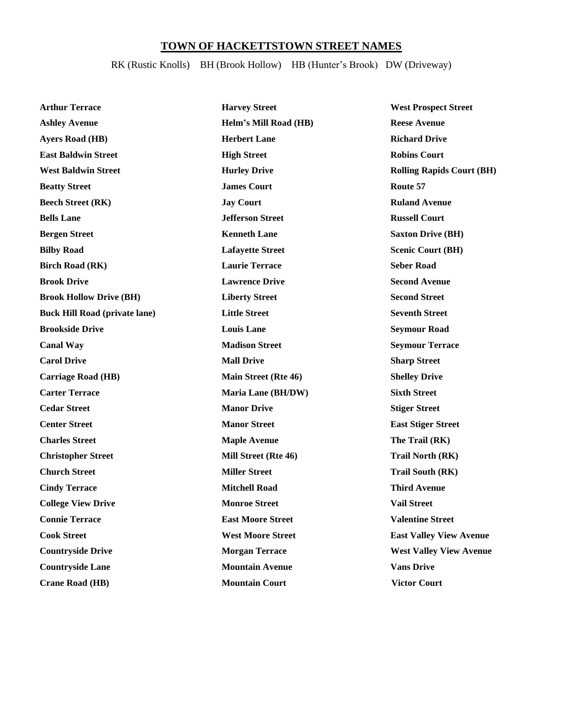## TOWN OF HACKETTSTOWN STREET NAMES

RK (Rustic Knolls) BH (Brook Hollow) HB (Hunter's Brook) DW (Driveway)

**Arthur Terrace**
**Ashley Avenue**
**Ayers Road (HB)**
**East Baldwin Street**
**West Baldwin Street**
**Beatty Street**
**Beech Street (RK)**
**Bells Lane**
**Bergen Street**
**Bilby Road**
**Birch Road (RK)**
**Brook Drive**
**Brook Hollow Drive (BH)**
**Buck Hill Road (private lane)**
**Brookside Drive**
**Canal Way**
**Carol Drive**
**Carriage Road (HB)**
**Carter Terrace**
**Cedar Street**
**Center Street**
**Charles Street**
**Christopher Street**
**Church Street**
**Cindy Terrace**
**College View Drive**
**Connie Terrace**
**Cook Street**
**Countryside Drive**
**Countryside Lane**
**Crane Road (HB)**

**Harvey Street**
**Helm's Mill Road (HB)**
**Herbert Lane**
**High Street**
**Hurley Drive**
**James Court**
**Jay Court**
**Jefferson Street**
**Kenneth Lane**
**Lafayette Street**
**Laurie Terrace**
**Lawrence Drive**
**Liberty Street**
**Little Street**
**Louis Lane**
**Madison Street**
**Mall Drive**
**Main Street (Rte 46)**
**Maria Lane (BH/DW)**
**Manor Drive**
**Manor Street**
**Maple Avenue**
**Mill Street (Rte 46)**
**Miller Street**
**Mitchell Road**
**Monroe Street**
**East Moore Street**
**West Moore Street**
**Morgan Terrace**
**Mountain Avenue**
**Mountain Court**

**West Prospect Street**
**Reese Avenue**
**Richard Drive**
**Robins Court**
**Rolling Rapids Court (BH)**
**Route 57**
**Ruland Avenue**
**Russell Court**
**Saxton Drive (BH)**
**Scenic Court (BH)**
**Seber Road**
**Second Avenue**
**Second Street**
**Seventh Street**
**Seymour Road**
**Seymour Terrace**
**Sharp Street**
**Shelley Drive**
**Sixth Street**
**Stiger Street**
**East Stiger Street**
**The Trail (RK)**
**Trail North (RK)**
**Trail South (RK)**
**Third Avenue**
**Vail Street**
**Valentine Street**
**East Valley View Avenue**
**West Valley View Avenue**
**Vans Drive**
**Victor Court**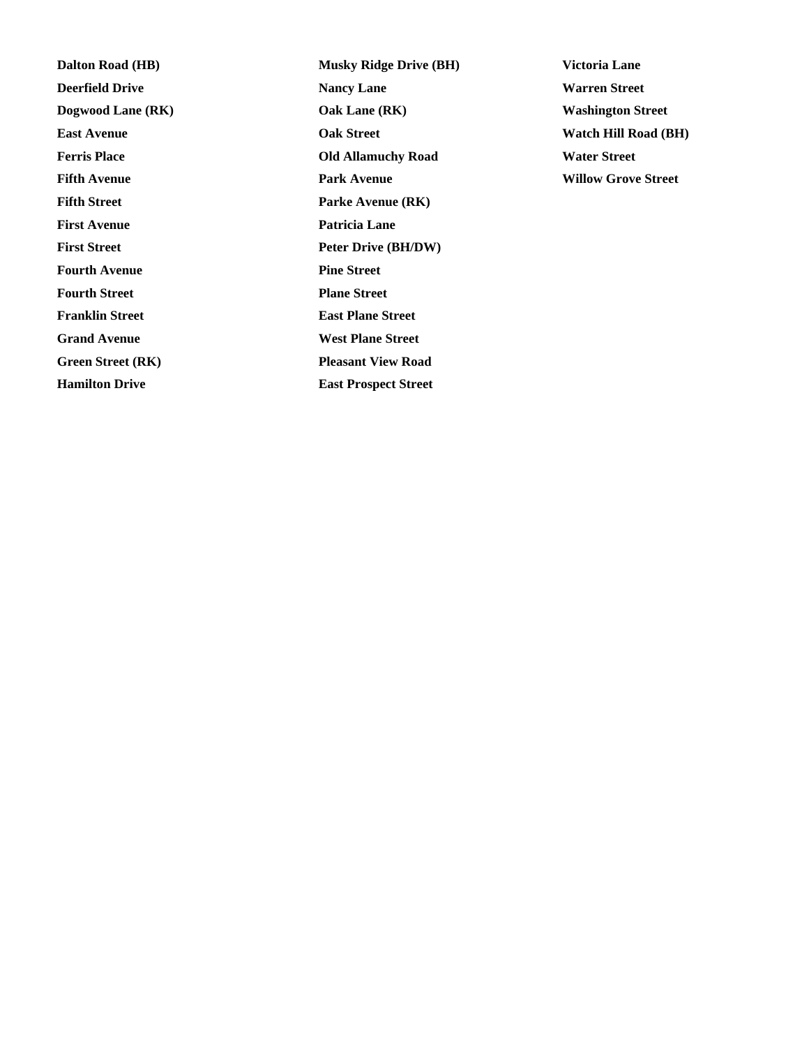**Dalton Road (HB)**
**Deerfield Drive**
**Dogwood Lane (RK)**
**East Avenue**
**Ferris Place**
**Fifth Avenue**
**Fifth Street**
**First Avenue**
**First Street**
**Fourth Avenue**
**Fourth Street**
**Franklin Street**
**Grand Avenue**
**Green Street (RK)**
**Hamilton Drive**

**Musky Ridge Drive (BH)**
**Nancy Lane**
**Oak Lane (RK)**
**Oak Street**
**Old Allamuchy Road**
**Park Avenue**
**Parke Avenue (RK)**
**Patricia Lane**
**Peter Drive (BH/DW)**
**Pine Street**
**Plane Street**
**East Plane Street**
**West Plane Street**
**Pleasant View Road**
**East Prospect Street**

**Victoria Lane**
**Warren Street**
**Washington Street**
**Watch Hill Road (BH)**
**Water Street**
**Willow Grove Street**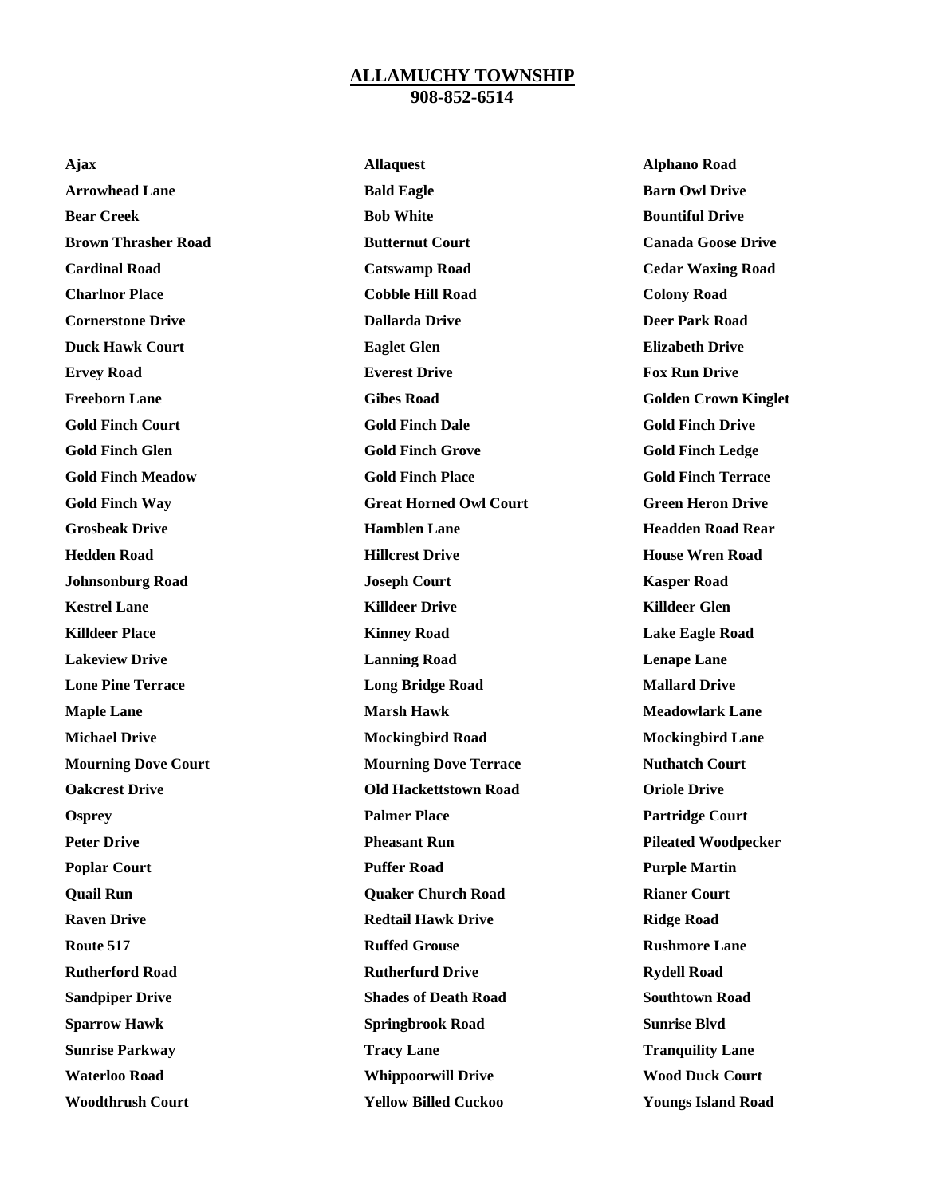# ALLAMUCHY TOWNSHIP

**908-852-6514**

| | | |
|---|---|---|
| **Ajax** | **Allaquest** | **Alphano Road** |
| **Arrowhead Lane** | **Bald Eagle** | **Barn Owl Drive** |
| **Bear Creek** | **Bob White** | **Bountiful Drive** |
| **Brown Thrasher Road** | **Butternut Court** | **Canada Goose Drive** |
| **Cardinal Road** | **Catswamp Road** | **Cedar Waxing Road** |
| **Charlnor Place** | **Cobble Hill Road** | **Colony Road** |
| **Cornerstone Drive** | **Dallarda Drive** | **Deer Park Road** |
| **Duck Hawk Court** | **Eaglet Glen** | **Elizabeth Drive** |
| **Ervey Road** | **Everest Drive** | **Fox Run Drive** |
| **Freeborn Lane** | **Gibes Road** | **Golden Crown Kinglet** |
| **Gold Finch Court** | **Gold Finch Dale** | **Gold Finch Drive** |
| **Gold Finch Glen** | **Gold Finch Grove** | **Gold Finch Ledge** |
| **Gold Finch Meadow** | **Gold Finch Place** | **Gold Finch Terrace** |
| **Gold Finch Way** | **Great Horned Owl Court** | **Green Heron Drive** |
| **Grosbeak Drive** | **Hamblen Lane** | **Headden Road Rear** |
| **Hedden Road** | **Hillcrest Drive** | **House Wren Road** |
| **Johnsonburg Road** | **Joseph Court** | **Kasper Road** |
| **Kestrel Lane** | **Killdeer Drive** | **Killdeer Glen** |
| **Killdeer Place** | **Kinney Road** | **Lake Eagle Road** |
| **Lakeview Drive** | **Lanning Road** | **Lenape Lane** |
| **Lone Pine Terrace** | **Long Bridge Road** | **Mallard Drive** |
| **Maple Lane** | **Marsh Hawk** | **Meadowlark Lane** |
| **Michael Drive** | **Mockingbird Road** | **Mockingbird Lane** |
| **Mourning Dove Court** | **Mourning Dove Terrace** | **Nuthatch Court** |
| **Oakcrest Drive** | **Old Hackettstown Road** | **Oriole Drive** |
| **Osprey** | **Palmer Place** | **Partridge Court** |
| **Peter Drive** | **Pheasant Run** | **Pileated Woodpecker** |
| **Poplar Court** | **Puffer Road** | **Purple Martin** |
| **Quail Run** | **Quaker Church Road** | **Rianer Court** |
| **Raven Drive** | **Redtail Hawk Drive** | **Ridge Road** |
| **Route 517** | **Ruffed Grouse** | **Rushmore Lane** |
| **Rutherford Road** | **Rutherfurd Drive** | **Rydell Road** |
| **Sandpiper Drive** | **Shades of Death Road** | **Southtown Road** |
| **Sparrow Hawk** | **Springbrook Road** | **Sunrise Blvd** |
| **Sunrise Parkway** | **Tracy Lane** | **Tranquility Lane** |
| **Waterloo Road** | **Whippoorwill Drive** | **Wood Duck Court** |
| **Woodthrush Court** | **Yellow Billed Cuckoo** | **Youngs Island Road** |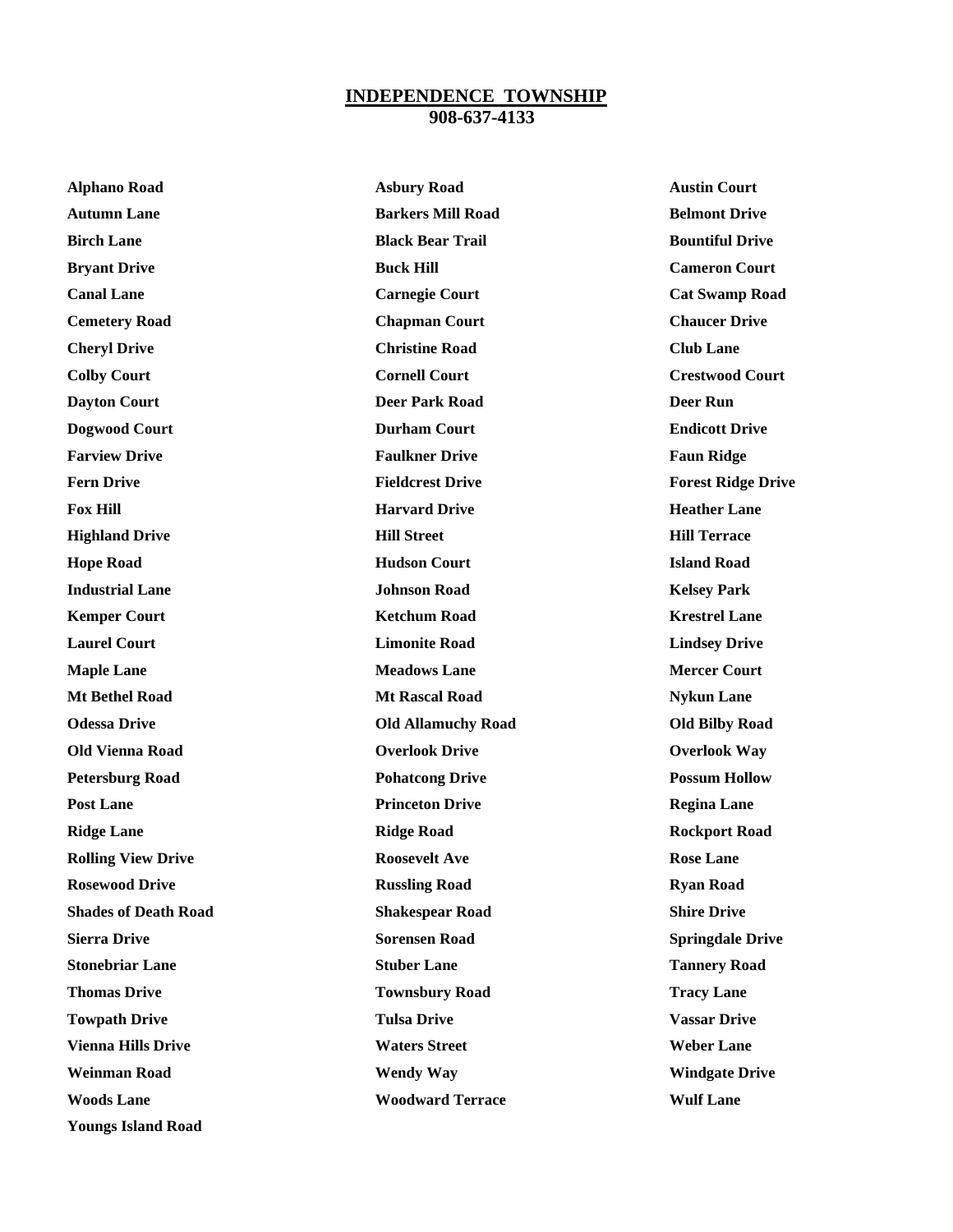# INDEPENDENCE TOWNSHIP
## 908-637-4133

| | | |
|---|---|---|
| **Alphano Road** | **Asbury Road** | **Austin Court** |
| **Autumn Lane** | **Barkers Mill Road** | **Belmont Drive** |
| **Birch Lane** | **Black Bear Trail** | **Bountiful Drive** |
| **Bryant Drive** | **Buck Hill** | **Cameron Court** |
| **Canal Lane** | **Carnegie Court** | **Cat Swamp Road** |
| **Cemetery Road** | **Chapman Court** | **Chaucer Drive** |
| **Cheryl Drive** | **Christine Road** | **Club Lane** |
| **Colby Court** | **Cornell Court** | **Crestwood Court** |
| **Dayton Court** | **Deer Park Road** | **Deer Run** |
| **Dogwood Court** | **Durham Court** | **Endicott Drive** |
| **Farview Drive** | **Faulkner Drive** | **Faun Ridge** |
| **Fern Drive** | **Fieldcrest Drive** | **Forest Ridge Drive** |
| **Fox Hill** | **Harvard Drive** | **Heather Lane** |
| **Highland Drive** | **Hill Street** | **Hill Terrace** |
| **Hope Road** | **Hudson Court** | **Island Road** |
| **Industrial Lane** | **Johnson Road** | **Kelsey Park** |
| **Kemper Court** | **Ketchum Road** | **Krestrel Lane** |
| **Laurel Court** | **Limonite Road** | **Lindsey Drive** |
| **Maple Lane** | **Meadows Lane** | **Mercer Court** |
| **Mt Bethel Road** | **Mt Rascal Road** | **Nykun Lane** |
| **Odessa Drive** | **Old Allamuchy Road** | **Old Bilby Road** |
| **Old Vienna Road** | **Overlook Drive** | **Overlook Way** |
| **Petersburg Road** | **Pohatcong Drive** | **Possum Hollow** |
| **Post Lane** | **Princeton Drive** | **Regina Lane** |
| **Ridge Lane** | **Ridge Road** | **Rockport Road** |
| **Rolling View Drive** | **Roosevelt Ave** | **Rose Lane** |
| **Rosewood Drive** | **Russling Road** | **Ryan Road** |
| **Shades of Death Road** | **Shakespear Road** | **Shire Drive** |
| **Sierra Drive** | **Sorensen Road** | **Springdale Drive** |
| **Stonebriar Lane** | **Stuber Lane** | **Tannery Road** |
| **Thomas Drive** | **Townsbury Road** | **Tracy Lane** |
| **Towpath Drive** | **Tulsa Drive** | **Vassar Drive** |
| **Vienna Hills Drive** | **Waters Street** | **Weber Lane** |
| **Weinman Road** | **Wendy Way** | **Windgate Drive** |
| **Woods Lane** | **Woodward Terrace** | **Wulf Lane** |
| **Youngs Island Road** | | |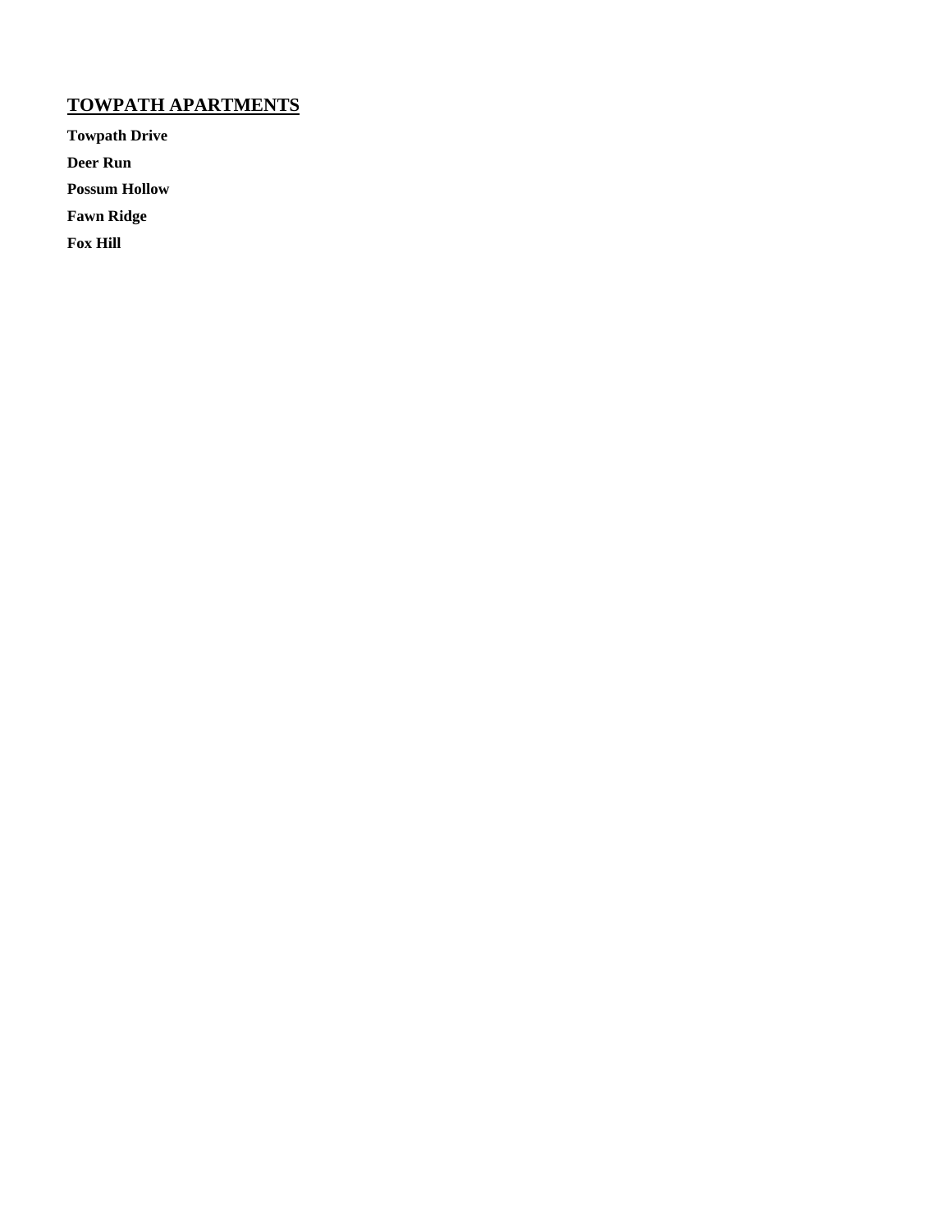## TOWPATH APARTMENTS

**Towpath Drive**

**Deer Run**

**Possum Hollow**

**Fawn Ridge**

**Fox Hill**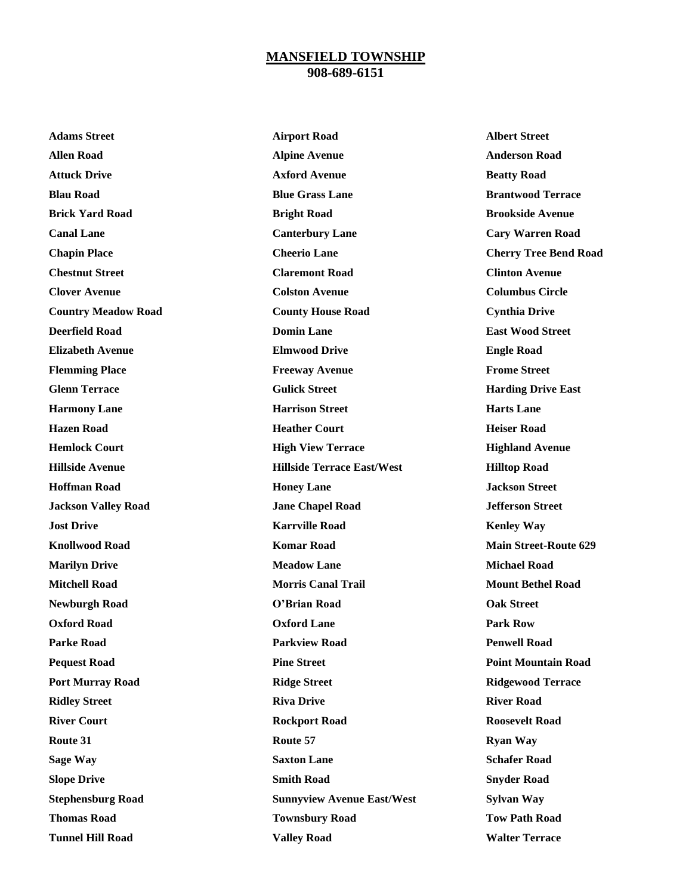# MANSFIELD TOWNSHIP

**908-689-6151**

| | | |
|---|---|---|
| **Adams Street** | **Airport Road** | **Albert Street** |
| **Allen Road** | **Alpine Avenue** | **Anderson Road** |
| **Attuck Drive** | **Axford Avenue** | **Beatty Road** |
| **Blau Road** | **Blue Grass Lane** | **Brantwood Terrace** |
| **Brick Yard Road** | **Bright Road** | **Brookside Avenue** |
| **Canal Lane** | **Canterbury Lane** | **Cary Warren Road** |
| **Chapin Place** | **Cheerio Lane** | **Cherry Tree Bend Road** |
| **Chestnut Street** | **Claremont Road** | **Clinton Avenue** |
| **Clover Avenue** | **Colston Avenue** | **Columbus Circle** |
| **Country Meadow Road** | **County House Road** | **Cynthia Drive** |
| **Deerfield Road** | **Domin Lane** | **East Wood Street** |
| **Elizabeth Avenue** | **Elmwood Drive** | **Engle Road** |
| **Flemming Place** | **Freeway Avenue** | **Frome Street** |
| **Glenn Terrace** | **Gulick Street** | **Harding Drive East** |
| **Harmony Lane** | **Harrison Street** | **Harts Lane** |
| **Hazen Road** | **Heather Court** | **Heiser Road** |
| **Hemlock Court** | **High View Terrace** | **Highland Avenue** |
| **Hillside Avenue** | **Hillside Terrace East/West** | **Hilltop Road** |
| **Hoffman Road** | **Honey Lane** | **Jackson Street** |
| **Jackson Valley Road** | **Jane Chapel Road** | **Jefferson Street** |
| **Jost Drive** | **Karrville Road** | **Kenley Way** |
| **Knollwood Road** | **Komar Road** | **Main Street-Route 629** |
| **Marilyn Drive** | **Meadow Lane** | **Michael Road** |
| **Mitchell Road** | **Morris Canal Trail** | **Mount Bethel Road** |
| **Newburgh Road** | **O'Brian Road** | **Oak Street** |
| **Oxford Road** | **Oxford Lane** | **Park Row** |
| **Parke Road** | **Parkview Road** | **Penwell Road** |
| **Pequest Road** | **Pine Street** | **Point Mountain Road** |
| **Port Murray Road** | **Ridge Street** | **Ridgewood Terrace** |
| **Ridley Street** | **Riva Drive** | **River Road** |
| **River Court** | **Rockport Road** | **Roosevelt Road** |
| **Route 31** | **Route 57** | **Ryan Way** |
| **Sage Way** | **Saxton Lane** | **Schafer Road** |
| **Slope Drive** | **Smith Road** | **Snyder Road** |
| **Stephensburg Road** | **Sunnyview Avenue East/West** | **Sylvan Way** |
| **Thomas Road** | **Townsbury Road** | **Tow Path Road** |
| **Tunnel Hill Road** | **Valley Road** | **Walter Terrace** |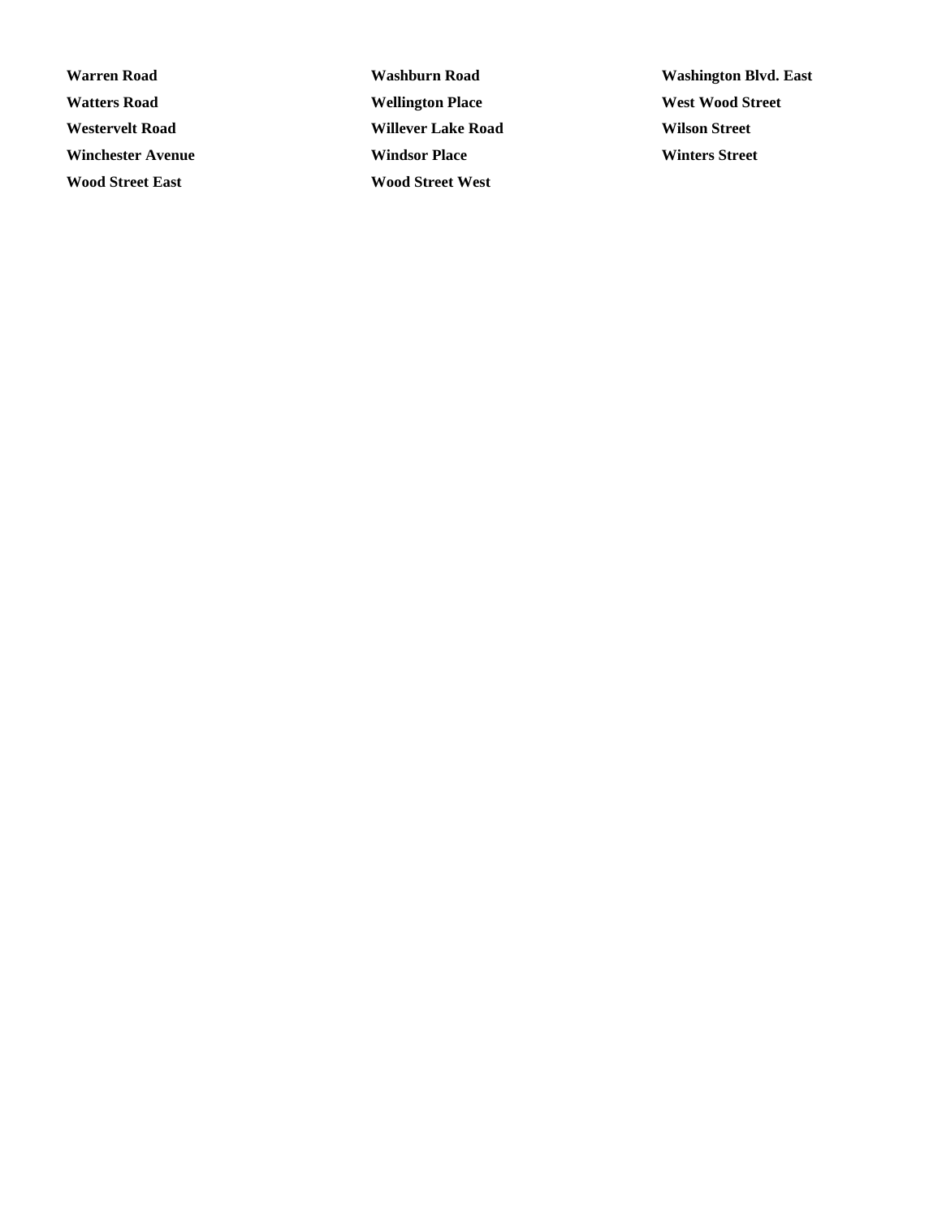**Warren Road**

**Washburn Road**

**Washington Blvd. East**

**Watters Road**

**Wellington Place**

**West Wood Street**

**Westervelt Road**

**Willever Lake Road**

**Wilson Street**

**Winchester Avenue**

**Windsor Place**

**Winters Street**

**Wood Street East**

**Wood Street West**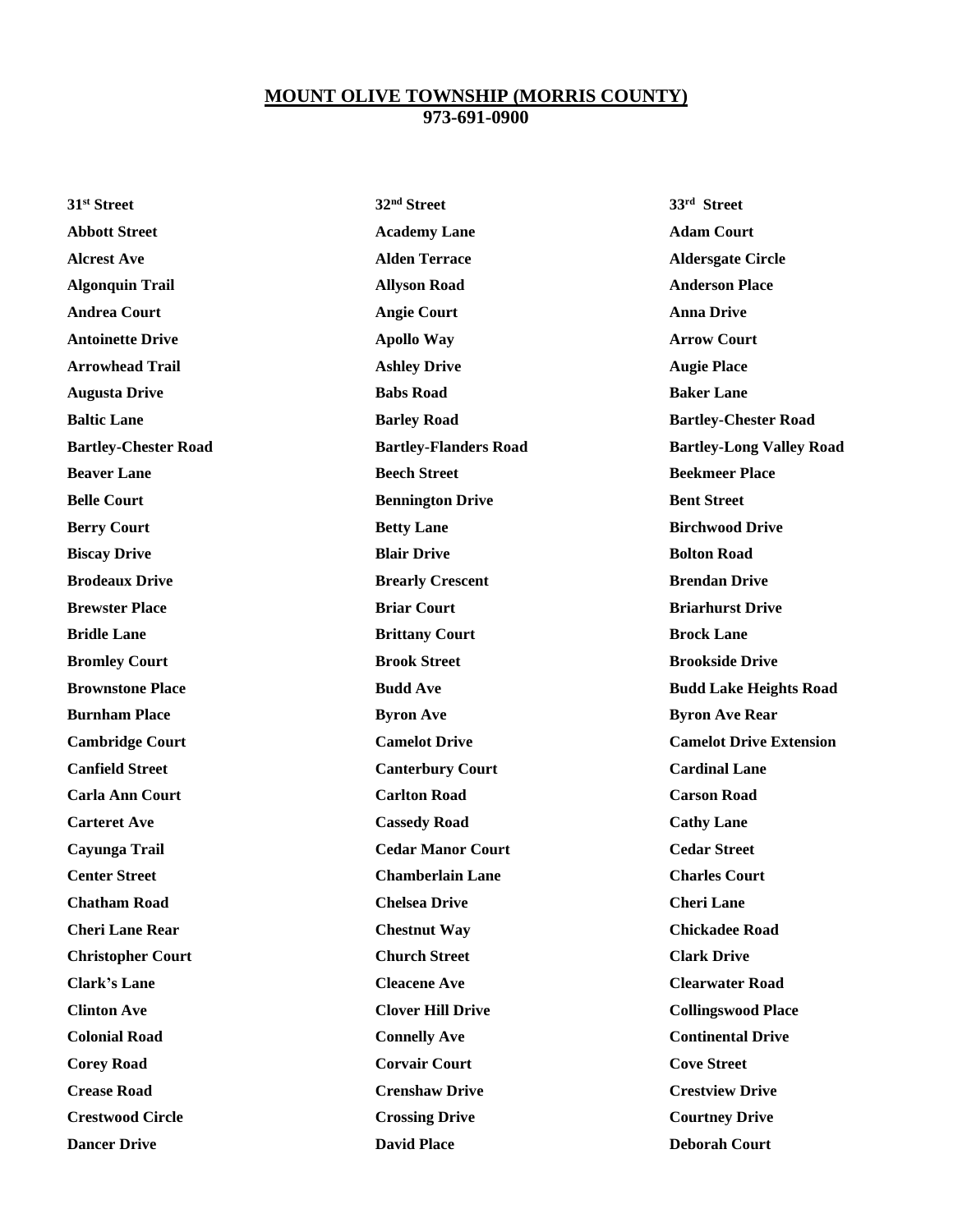# MOUNT OLIVE TOWNSHIP (MORRIS COUNTY)
**973-691-0900**

**31st Street**
**32nd Street**
**33rd Street**
**Abbott Street**
**Academy Lane**
**Adam Court**
**Alcrest Ave**
**Alden Terrace**
**Aldersgate Circle**
**Algonquin Trail**
**Allyson Road**
**Anderson Place**
**Andrea Court**
**Angie Court**
**Anna Drive**
**Antoinette Drive**
**Apollo Way**
**Arrow Court**
**Arrowhead Trail**
**Ashley Drive**
**Augie Place**
**Augusta Drive**
**Babs Road**
**Baker Lane**
**Baltic Lane**
**Barley Road**
**Bartley-Chester Road**
**Bartley-Chester Road**
**Bartley-Flanders Road**
**Bartley-Long Valley Road**
**Beaver Lane**
**Beech Street**
**Beekmeer Place**
**Belle Court**
**Bennington Drive**
**Bent Street**
**Berry Court**
**Betty Lane**
**Birchwood Drive**
**Biscay Drive**
**Blair Drive**
**Bolton Road**
**Brodeaux Drive**
**Brearly Crescent**
**Brendan Drive**
**Brewster Place**
**Briar Court**
**Briarhurst Drive**
**Bridle Lane**
**Brittany Court**
**Brock Lane**
**Bromley Court**
**Brook Street**
**Brookside Drive**
**Brownstone Place**
**Budd Ave**
**Budd Lake Heights Road**
**Burnham Place**
**Byron Ave**
**Byron Ave Rear**
**Cambridge Court**
**Camelot Drive**
**Camelot Drive Extension**
**Canfield Street**
**Canterbury Court**
**Cardinal Lane**
**Carla Ann Court**
**Carlton Road**
**Carson Road**
**Carteret Ave**
**Cassedy Road**
**Cathy Lane**
**Cayunga Trail**
**Cedar Manor Court**
**Cedar Street**
**Center Street**
**Chamberlain Lane**
**Charles Court**
**Chatham Road**
**Chelsea Drive**
**Cheri Lane**
**Cheri Lane Rear**
**Chestnut Way**
**Chickadee Road**
**Christopher Court**
**Church Street**
**Clark Drive**
**Clark's Lane**
**Cleacene Ave**
**Clearwater Road**
**Clinton Ave**
**Clover Hill Drive**
**Collingswood Place**
**Colonial Road**
**Connelly Ave**
**Continental Drive**
**Corey Road**
**Corvair Court**
**Cove Street**
**Crease Road**
**Crenshaw Drive**
**Crestview Drive**
**Crestwood Circle**
**Crossing Drive**
**Courtney Drive**
**Dancer Drive**
**David Place**
**Deborah Court**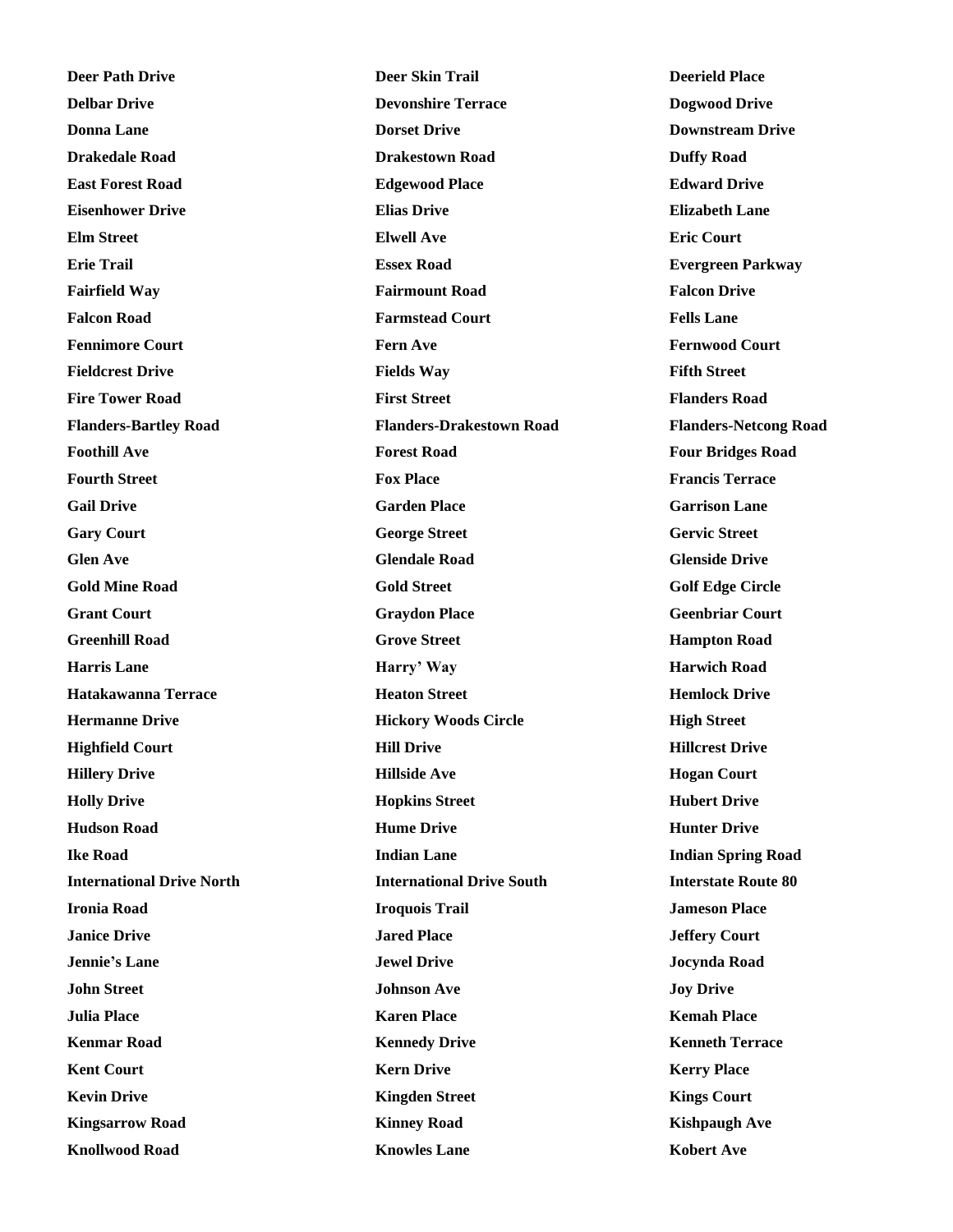**Deer Path Drive**
**Deer Skin Trail**
**Deerield Place**
**Delbar Drive**
**Devonshire Terrace**
**Dogwood Drive**
**Donna Lane**
**Dorset Drive**
**Downstream Drive**
**Drakedale Road**
**Drakestown Road**
**Duffy Road**
**East Forest Road**
**Edgewood Place**
**Edward Drive**
**Eisenhower Drive**
**Elias Drive**
**Elizabeth Lane**
**Elm Street**
**Elwell Ave**
**Eric Court**
**Erie Trail**
**Essex Road**
**Evergreen Parkway**
**Fairfield Way**
**Fairmount Road**
**Falcon Drive**
**Falcon Road**
**Farmstead Court**
**Fells Lane**
**Fennimore Court**
**Fern Ave**
**Fernwood Court**
**Fieldcrest Drive**
**Fields Way**
**Fifth Street**
**Fire Tower Road**
**First Street**
**Flanders Road**
**Flanders-Bartley Road**
**Flanders-Drakestown Road**
**Flanders-Netcong Road**
**Foothill Ave**
**Forest Road**
**Four Bridges Road**
**Fourth Street**
**Fox Place**
**Francis Terrace**
**Gail Drive**
**Garden Place**
**Garrison Lane**
**Gary Court**
**George Street**
**Gervic Street**
**Glen Ave**
**Glendale Road**
**Glenside Drive**
**Gold Mine Road**
**Gold Street**
**Golf Edge Circle**
**Grant Court**
**Graydon Place**
**Geenbriar Court**
**Greenhill Road**
**Grove Street**
**Hampton Road**
**Harris Lane**
**Harry' Way**
**Harwich Road**
**Hatakawanna Terrace**
**Heaton Street**
**Hemlock Drive**
**Hermanne Drive**
**Hickory Woods Circle**
**High Street**
**Highfield Court**
**Hill Drive**
**Hillcrest Drive**
**Hillery Drive**
**Hillside Ave**
**Hogan Court**
**Holly Drive**
**Hopkins Street**
**Hubert Drive**
**Hudson Road**
**Hume Drive**
**Hunter Drive**
**Ike Road**
**Indian Lane**
**Indian Spring Road**
**International Drive North**
**International Drive South**
**Interstate Route 80**
**Ironia Road**
**Iroquois Trail**
**Jameson Place**
**Janice Drive**
**Jared Place**
**Jeffery Court**
**Jennie's Lane**
**Jewel Drive**
**Jocynda Road**
**John Street**
**Johnson Ave**
**Joy Drive**
**Julia Place**
**Karen Place**
**Kemah Place**
**Kenmar Road**
**Kennedy Drive**
**Kenneth Terrace**
**Kent Court**
**Kern Drive**
**Kerry Place**
**Kevin Drive**
**Kingden Street**
**Kings Court**
**Kingsarrow Road**
**Kinney Road**
**Kishpaugh Ave**
**Knollwood Road**
**Knowles Lane**
**Kobert Ave**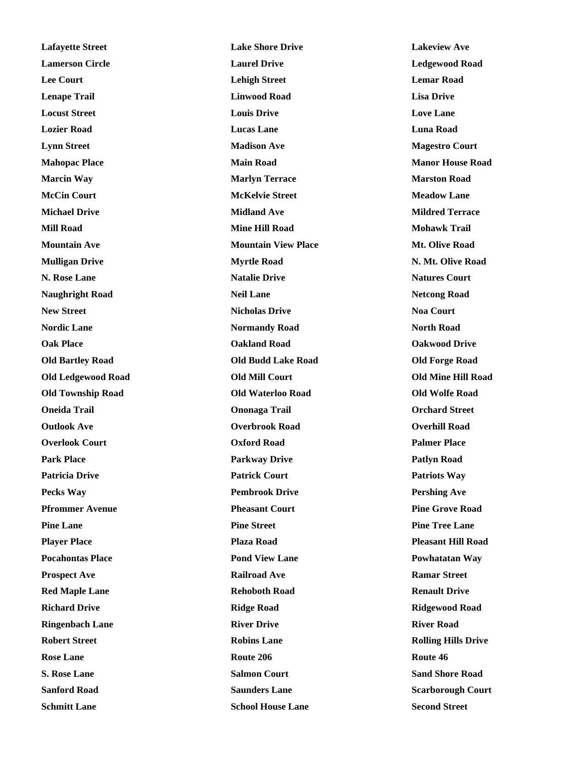**Lafayette Street**

**Lake Shore Drive**

**Lakeview Ave**

**Lamerson Circle**

**Laurel Drive**

**Ledgewood Road**

**Lee Court**

**Lehigh Street**

**Lemar Road**

**Lenape Trail**

**Linwood Road**

**Lisa Drive**

**Locust Street**

**Louis Drive**

**Love Lane**

**Lozier Road**

**Lucas Lane**

**Luna Road**

**Lynn Street**

**Madison Ave**

**Magestro Court**

**Mahopac Place**

**Main Road**

**Manor House Road**

**Marcin Way**

**Marlyn Terrace**

**Marston Road**

**McCin Court**

**McKelvie Street**

**Meadow Lane**

**Michael Drive**

**Midland Ave**

**Mildred Terrace**

**Mill Road**

**Mine Hill Road**

**Mohawk Trail**

**Mountain Ave**

**Mountain View Place**

**Mt. Olive Road**

**Mulligan Drive**

**Myrtle Road**

**N. Mt. Olive Road**

**N. Rose Lane**

**Natalie Drive**

**Natures Court**

**Naughright Road**

**Neil Lane**

**Netcong Road**

**New Street**

**Nicholas Drive**

**Noa Court**

**Nordic Lane**

**Normandy Road**

**North Road**

**Oak Place**

**Oakland Road**

**Oakwood Drive**

**Old Bartley Road**

**Old Budd Lake Road**

**Old Forge Road**

**Old Ledgewood Road**

**Old Mill Court**

**Old Mine Hill Road**

**Old Township Road**

**Old Waterloo Road**

**Old Wolfe Road**

**Oneida Trail**

**Ononaga Trail**

**Orchard Street**

**Outlook Ave**

**Overbrook Road**

**Overhill Road**

**Overlook Court**

**Oxford Road**

**Palmer Place**

**Park Place**

**Parkway Drive**

**Patlyn Road**

**Patricia Drive**

**Patrick Court**

**Patriots Way**

**Pecks Way**

**Pembrook Drive**

**Pershing Ave**

**Pfrommer Avenue**

**Pheasant Court**

**Pine Grove Road**

**Pine Lane**

**Pine Street**

**Pine Tree Lane**

**Player Place**

**Plaza Road**

**Pleasant Hill Road**

**Pocahontas Place**

**Pond View Lane**

**Powhatatan Way**

**Prospect Ave**

**Railroad Ave**

**Ramar Street**

**Red Maple Lane**

**Rehoboth Road**

**Renault Drive**

**Richard Drive**

**Ridge Road**

**Ridgewood Road**

**Ringenbach Lane**

**River Drive**

**River Road**

**Robert Street**

**Robins Lane**

**Rolling Hills Drive**

**Rose Lane**

**Route 206**

**Route 46**

**S. Rose Lane**

**Salmon Court**

**Sand Shore Road**

**Sanford Road**

**Saunders Lane**

**Scarborough Court**

**Schmitt Lane**

**School House Lane**

**Second Street**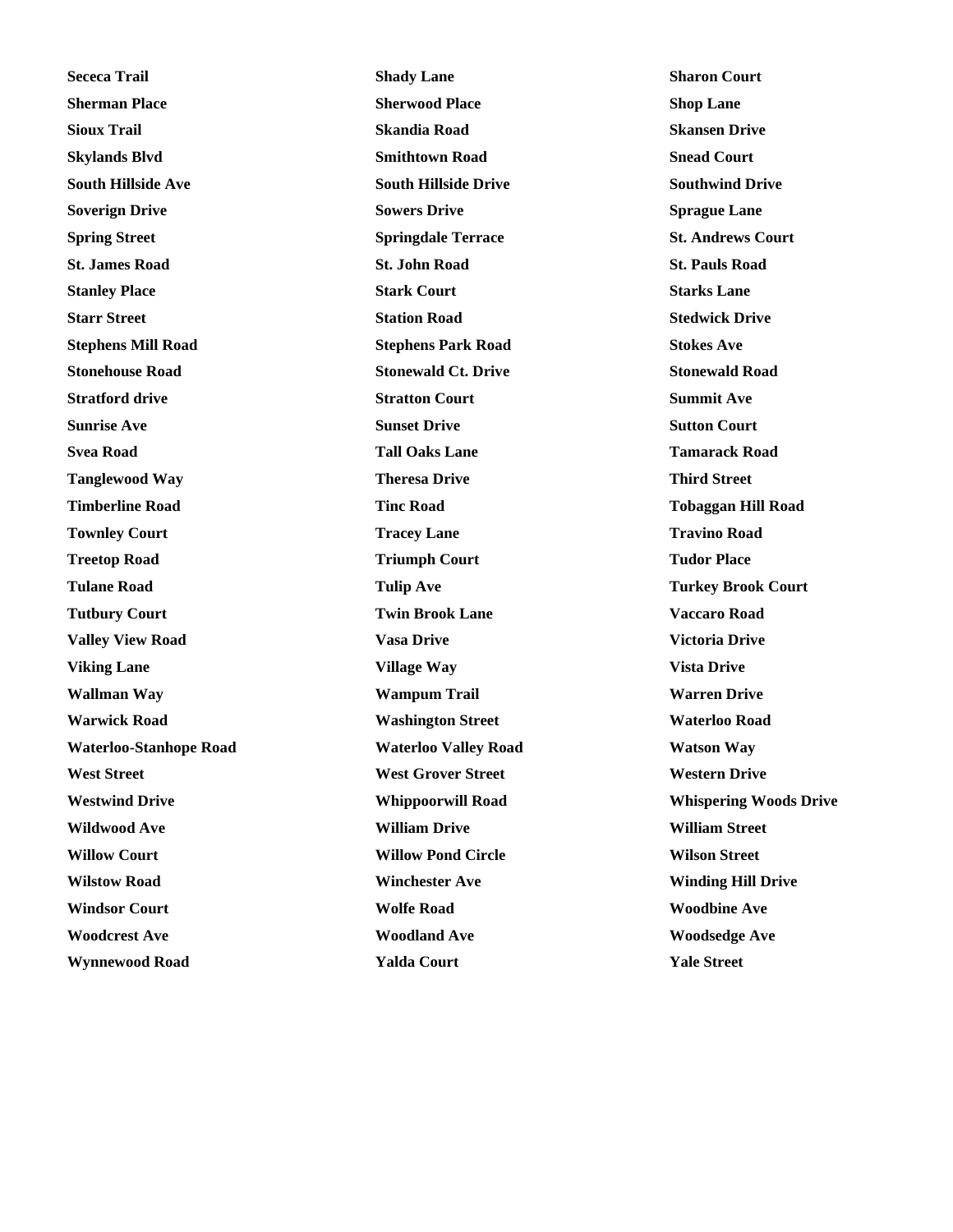**Sececa Trail**
**Shady Lane**
**Sharon Court**
**Sherman Place**
**Sherwood Place**
**Shop Lane**
**Sioux Trail**
**Skandia Road**
**Skansen Drive**
**Skylands Blvd**
**Smithtown Road**
**Snead Court**
**South Hillside Ave**
**South Hillside Drive**
**Southwind Drive**
**Soverign Drive**
**Sowers Drive**
**Sprague Lane**
**Spring Street**
**Springdale Terrace**
**St. Andrews Court**
**St. James Road**
**St. John Road**
**St. Pauls Road**
**Stanley Place**
**Stark Court**
**Starks Lane**
**Starr Street**
**Station Road**
**Stedwick Drive**
**Stephens Mill Road**
**Stephens Park Road**
**Stokes Ave**
**Stonehouse Road**
**Stonewald Ct. Drive**
**Stonewald Road**
**Stratford drive**
**Stratton Court**
**Summit Ave**
**Sunrise Ave**
**Sunset Drive**
**Sutton Court**
**Svea Road**
**Tall Oaks Lane**
**Tamarack Road**
**Tanglewood Way**
**Theresa Drive**
**Third Street**
**Timberline Road**
**Tinc Road**
**Tobaggan Hill Road**
**Townley Court**
**Tracey Lane**
**Travino Road**
**Treetop Road**
**Triumph Court**
**Tudor Place**
**Tulane Road**
**Tulip Ave**
**Turkey Brook Court**
**Tutbury Court**
**Twin Brook Lane**
**Vaccaro Road**
**Valley View Road**
**Vasa Drive**
**Victoria Drive**
**Viking Lane**
**Village Way**
**Vista Drive**
**Wallman Way**
**Wampum Trail**
**Warren Drive**
**Warwick Road**
**Washington Street**
**Waterloo Road**
**Waterloo-Stanhope Road**
**Waterloo Valley Road**
**Watson Way**
**West Street**
**West Grover Street**
**Western Drive**
**Westwind Drive**
**Whippoorwill Road**
**Whispering Woods Drive**
**Wildwood Ave**
**William Drive**
**William Street**
**Willow Court**
**Willow Pond Circle**
**Wilson Street**
**Wilstow Road**
**Winchester Ave**
**Winding Hill Drive**
**Windsor Court**
**Wolfe Road**
**Woodbine Ave**
**Woodcrest Ave**
**Woodland Ave**
**Woodsedge Ave**
**Wynnewood Road**
**Yalda Court**
**Yale Street**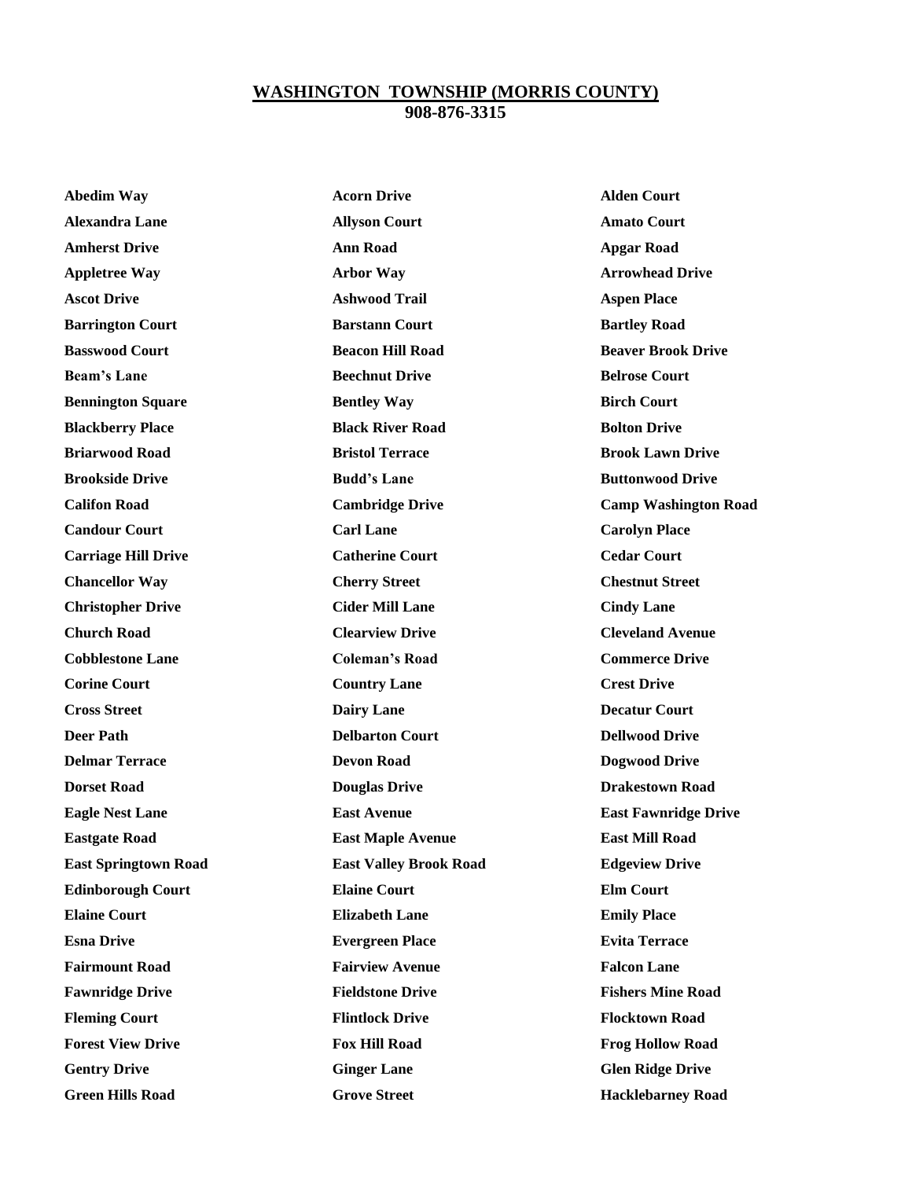## WASHINGTON TOWNSHIP (MORRIS COUNTY)

**908-876-3315**

| | | |
|---|---|---|
| **Abedim Way** | **Acorn Drive** | **Alden Court** |
| **Alexandra Lane** | **Allyson Court** | **Amato Court** |
| **Amherst Drive** | **Ann Road** | **Apgar Road** |
| **Appletree Way** | **Arbor Way** | **Arrowhead Drive** |
| **Ascot Drive** | **Ashwood Trail** | **Aspen Place** |
| **Barrington Court** | **Barstann Court** | **Bartley Road** |
| **Basswood Court** | **Beacon Hill Road** | **Beaver Brook Drive** |
| **Beam's Lane** | **Beechnut Drive** | **Belrose Court** |
| **Bennington Square** | **Bentley Way** | **Birch Court** |
| **Blackberry Place** | **Black River Road** | **Bolton Drive** |
| **Briarwood Road** | **Bristol Terrace** | **Brook Lawn Drive** |
| **Brookside Drive** | **Budd's Lane** | **Buttonwood Drive** |
| **Califon Road** | **Cambridge Drive** | **Camp Washington Road** |
| **Candour Court** | **Carl Lane** | **Carolyn Place** |
| **Carriage Hill Drive** | **Catherine Court** | **Cedar Court** |
| **Chancellor Way** | **Cherry Street** | **Chestnut Street** |
| **Christopher Drive** | **Cider Mill Lane** | **Cindy Lane** |
| **Church Road** | **Clearview Drive** | **Cleveland Avenue** |
| **Cobblestone Lane** | **Coleman's Road** | **Commerce Drive** |
| **Corine Court** | **Country Lane** | **Crest Drive** |
| **Cross Street** | **Dairy Lane** | **Decatur Court** |
| **Deer Path** | **Delbarton Court** | **Dellwood Drive** |
| **Delmar Terrace** | **Devon Road** | **Dogwood Drive** |
| **Dorset Road** | **Douglas Drive** | **Drakestown Road** |
| **Eagle Nest Lane** | **East Avenue** | **East Fawnridge Drive** |
| **Eastgate Road** | **East Maple Avenue** | **East Mill Road** |
| **East Springtown Road** | **East Valley Brook Road** | **Edgeview Drive** |
| **Edinborough Court** | **Elaine Court** | **Elm Court** |
| **Elaine Court** | **Elizabeth Lane** | **Emily Place** |
| **Esna Drive** | **Evergreen Place** | **Evita Terrace** |
| **Fairmount Road** | **Fairview Avenue** | **Falcon Lane** |
| **Fawnridge Drive** | **Fieldstone Drive** | **Fishers Mine Road** |
| **Fleming Court** | **Flintlock Drive** | **Flocktown Road** |
| **Forest View Drive** | **Fox Hill Road** | **Frog Hollow Road** |
| **Gentry Drive** | **Ginger Lane** | **Glen Ridge Drive** |
| **Green Hills Road** | **Grove Street** | **Hacklebarney Road** |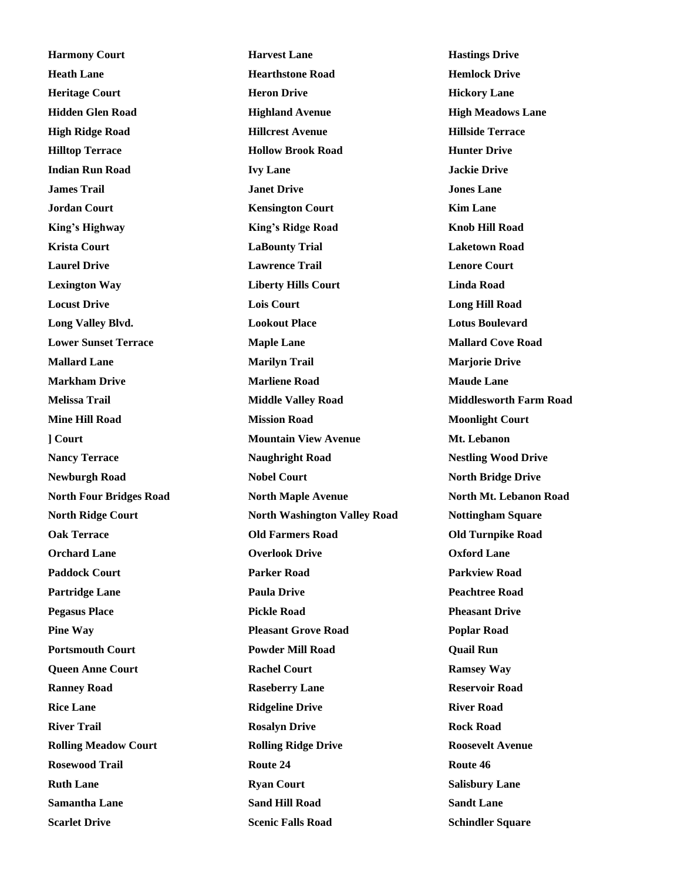**Harmony Court**
**Harvest Lane**
**Hastings Drive**
**Heath Lane**
**Hearthstone Road**
**Hemlock Drive**
**Heritage Court**
**Heron Drive**
**Hickory Lane**
**Hidden Glen Road**
**Highland Avenue**
**High Meadows Lane**
**High Ridge Road**
**Hillcrest Avenue**
**Hillside Terrace**
**Hilltop Terrace**
**Hollow Brook Road**
**Hunter Drive**
**Indian Run Road**
**Ivy Lane**
**Jackie Drive**
**James Trail**
**Janet Drive**
**Jones Lane**
**Jordan Court**
**Kensington Court**
**Kim Lane**
**King's Highway**
**King's Ridge Road**
**Knob Hill Road**
**Krista Court**
**LaBounty Trial**
**Laketown Road**
**Laurel Drive**
**Lawrence Trail**
**Lenore Court**
**Lexington Way**
**Liberty Hills Court**
**Linda Road**
**Locust Drive**
**Lois Court**
**Long Hill Road**
**Long Valley Blvd.**
**Lookout Place**
**Lotus Boulevard**
**Lower Sunset Terrace**
**Maple Lane**
**Mallard Cove Road**
**Mallard Lane**
**Marilyn Trail**
**Marjorie Drive**
**Markham Drive**
**Marliene Road**
**Maude Lane**
**Melissa Trail**
**Middle Valley Road**
**Middlesworth Farm Road**
**Mine Hill Road**
**Mission Road**
**Moonlight Court**
**] Court**
**Mountain View Avenue**
**Mt. Lebanon**
**Nancy Terrace**
**Naughright Road**
**Nestling Wood Drive**
**Newburgh Road**
**Nobel Court**
**North Bridge Drive**
**North Four Bridges Road**
**North Maple Avenue**
**North Mt. Lebanon Road**
**North Ridge Court**
**North Washington Valley Road**
**Nottingham Square**
**Oak Terrace**
**Old Farmers Road**
**Old Turnpike Road**
**Orchard Lane**
**Overlook Drive**
**Oxford Lane**
**Paddock Court**
**Parker Road**
**Parkview Road**
**Partridge Lane**
**Paula Drive**
**Peachtree Road**
**Pegasus Place**
**Pickle Road**
**Pheasant Drive**
**Pine Way**
**Pleasant Grove Road**
**Poplar Road**
**Portsmouth Court**
**Powder Mill Road**
**Quail Run**
**Queen Anne Court**
**Rachel Court**
**Ramsey Way**
**Ranney Road**
**Raseberry Lane**
**Reservoir Road**
**Rice Lane**
**Ridgeline Drive**
**River Road**
**River Trail**
**Rosalyn Drive**
**Rock Road**
**Rolling Meadow Court**
**Rolling Ridge Drive**
**Roosevelt Avenue**
**Rosewood Trail**
**Route 24**
**Route 46**
**Ruth Lane**
**Ryan Court**
**Salisbury Lane**
**Samantha Lane**
**Sand Hill Road**
**Sandt Lane**
**Scarlet Drive**
**Scenic Falls Road**
**Schindler Square**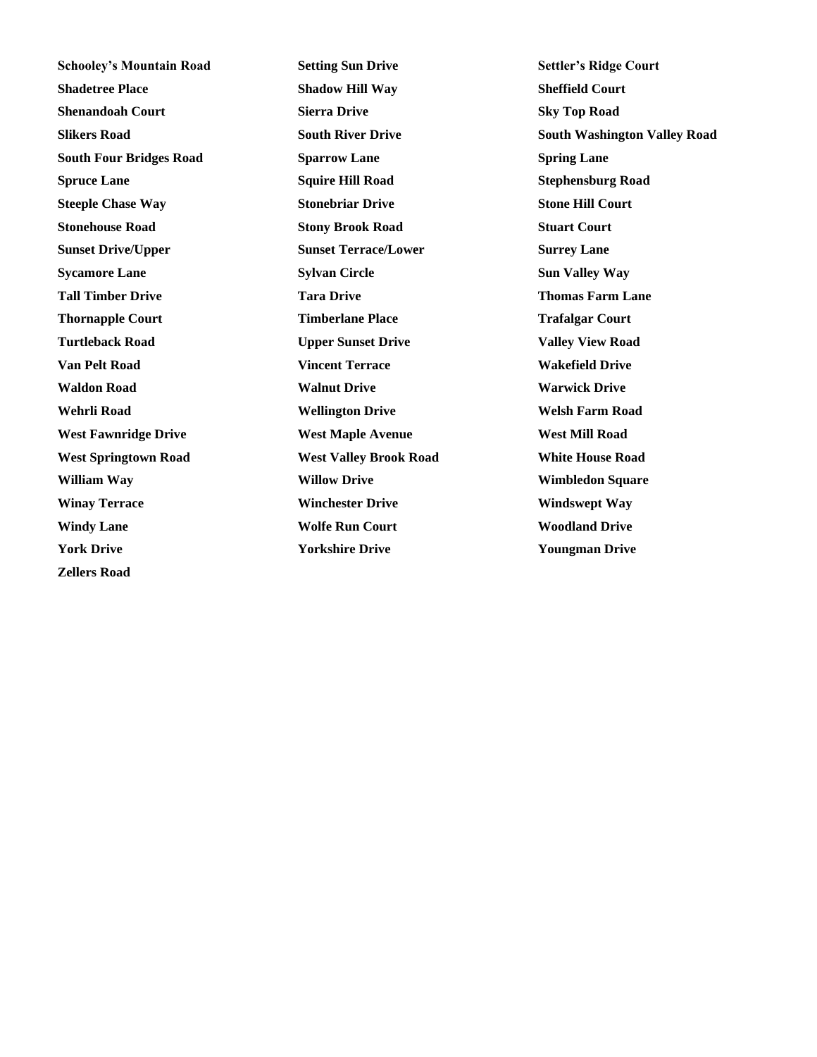**Schooley's Mountain Road**
**Setting Sun Drive**
**Settler's Ridge Court**
**Shadetree Place**
**Shadow Hill Way**
**Sheffield Court**
**Shenandoah Court**
**Sierra Drive**
**Sky Top Road**
**Slikers Road**
**South River Drive**
**South Washington Valley Road**
**South Four Bridges Road**
**Sparrow Lane**
**Spring Lane**
**Spruce Lane**
**Squire Hill Road**
**Stephensburg Road**
**Steeple Chase Way**
**Stonebriar Drive**
**Stone Hill Court**
**Stonehouse Road**
**Stony Brook Road**
**Stuart Court**
**Sunset Drive/Upper**
**Sunset Terrace/Lower**
**Surrey Lane**
**Sycamore Lane**
**Sylvan Circle**
**Sun Valley Way**
**Tall Timber Drive**
**Tara Drive**
**Thomas Farm Lane**
**Thornapple Court**
**Timberlane Place**
**Trafalgar Court**
**Turtleback Road**
**Upper Sunset Drive**
**Valley View Road**
**Van Pelt Road**
**Vincent Terrace**
**Wakefield Drive**
**Waldon Road**
**Walnut Drive**
**Warwick Drive**
**Wehrli Road**
**Wellington Drive**
**Welsh Farm Road**
**West Fawnridge Drive**
**West Maple Avenue**
**West Mill Road**
**West Springtown Road**
**West Valley Brook Road**
**White House Road**
**William Way**
**Willow Drive**
**Wimbledon Square**
**Winay Terrace**
**Winchester Drive**
**Windswept Way**
**Windy Lane**
**Wolfe Run Court**
**Woodland Drive**
**York Drive**
**Yorkshire Drive**
**Youngman Drive**
**Zellers Road**